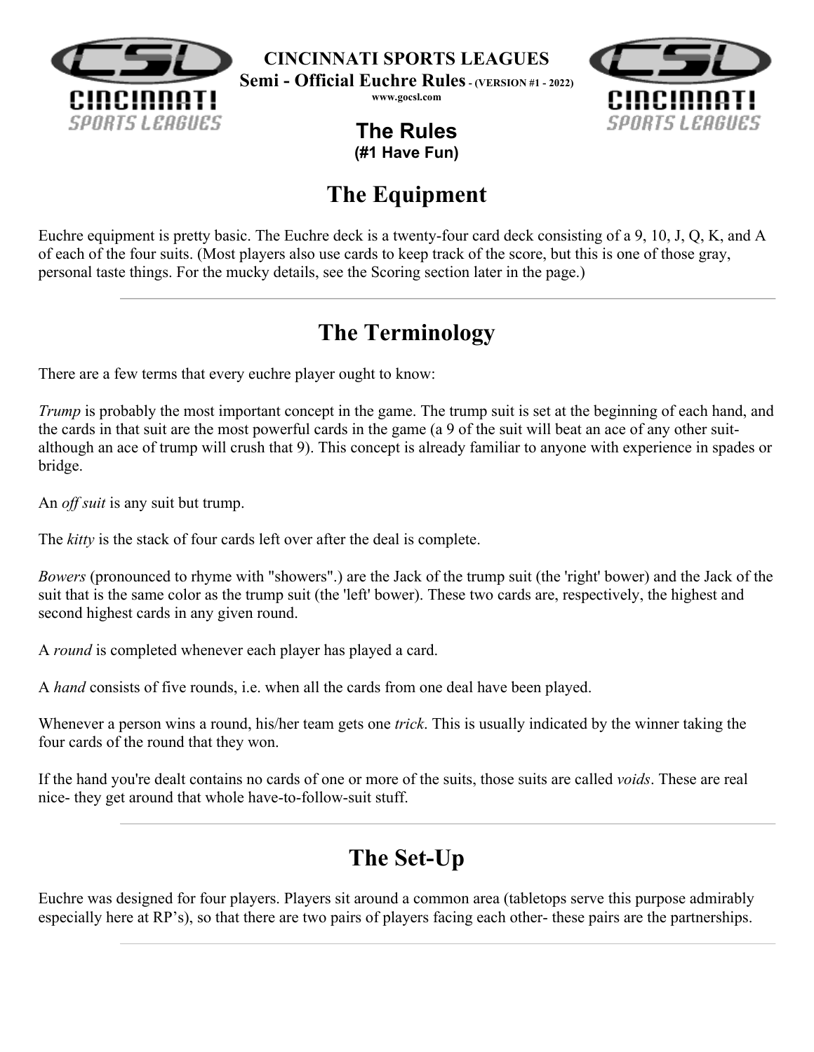**CINCINNATI SPORTS LEAGUES**

**Semi - Official Euchre Rules - (VERSION #1 - 2022)**

www.gocsl.com

## The Rules

**(#1 Have Fun)**

# The Equipment

Euchre equipment is pretty basic. The Euchre deck is a twenty-four card deck consisting of a 9, 10, J, Q, K, and A of each of the four suits. (Most players also use cards to keep track of the score, but this is one of those gray, personal taste things. For the mucky details, see the Scoring section later in the page.)

---

# The Terminology

There are a few terms that every euchre player ought to know:

*Trump* is probably the most important concept in the game. The trump suit is set at the beginning of each hand, and the cards in that suit are the most powerful cards in the game (a 9 of the suit will beat an ace of any other suit- although an ace of trump will crush that 9). This concept is already familiar to anyone with experience in spades or bridge.

An *off suit* is any suit but trump.

The *kitty* is the stack of four cards left over after the deal is complete.

*Bowers* (pronounced to rhyme with "showers".) are the Jack of the trump suit (the 'right' bower) and the Jack of the suit that is the same color as the trump suit (the 'left' bower). These two cards are, respectively, the highest and second highest cards in any given round.

A *round* is completed whenever each player has played a card.

A *hand* consists of five rounds, i.e. when all the cards from one deal have been played.

Whenever a person wins a round, his/her team gets one *trick*. This is usually indicated by the winner taking the four cards of the round that they won.

If the hand you're dealt contains no cards of one or more of the suits, those suits are called *voids*. These are real nice- they get around that whole have-to-follow-suit stuff.

---

# The Set-Up

Euchre was designed for four players. Players sit around a common area (tabletops serve this purpose admirably especially here at RP's), so that there are two pairs of players facing each other- these pairs are the partnerships.

---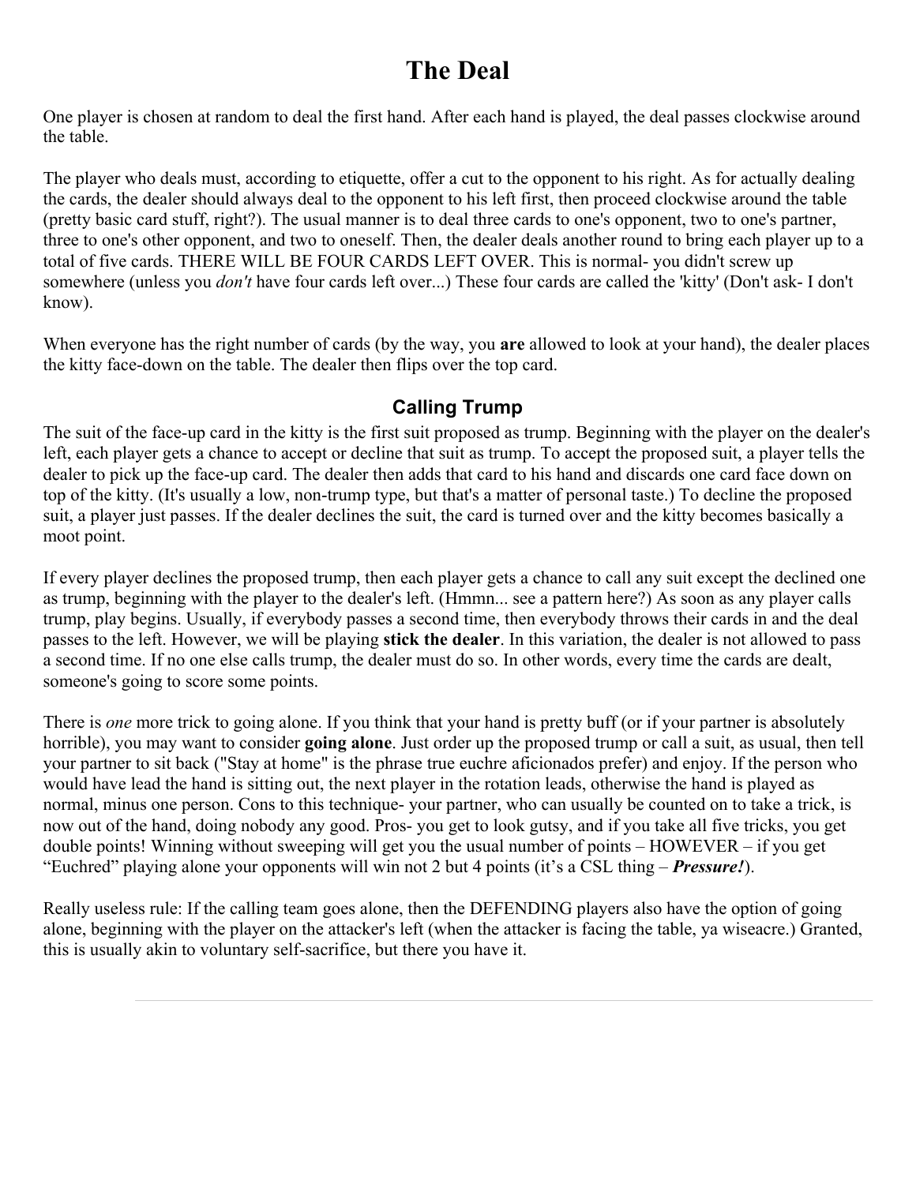# The Deal

One player is chosen at random to deal the first hand. After each hand is played, the deal passes clockwise around the table.

The player who deals must, according to etiquette, offer a cut to the opponent to his right. As for actually dealing the cards, the dealer should always deal to the opponent to his left first, then proceed clockwise around the table (pretty basic card stuff, right?). The usual manner is to deal three cards to one's opponent, two to one's partner, three to one's other opponent, and two to oneself. Then, the dealer deals another round to bring each player up to a total of five cards. THERE WILL BE FOUR CARDS LEFT OVER. This is normal- you didn't screw up somewhere (unless you *don't* have four cards left over...) These four cards are called the 'kitty' (Don't ask- I don't know).

When everyone has the right number of cards (by the way, you **are** allowed to look at your hand), the dealer places the kitty face-down on the table. The dealer then flips over the top card.

## Calling Trump

The suit of the face-up card in the kitty is the first suit proposed as trump. Beginning with the player on the dealer's left, each player gets a chance to accept or decline that suit as trump. To accept the proposed suit, a player tells the dealer to pick up the face-up card. The dealer then adds that card to his hand and discards one card face down on top of the kitty. (It's usually a low, non-trump type, but that's a matter of personal taste.) To decline the proposed suit, a player just passes. If the dealer declines the suit, the card is turned over and the kitty becomes basically a moot point.

If every player declines the proposed trump, then each player gets a chance to call any suit except the declined one as trump, beginning with the player to the dealer's left. (Hmmn... see a pattern here?) As soon as any player calls trump, play begins. Usually, if everybody passes a second time, then everybody throws their cards in and the deal passes to the left. However, we will be playing **stick the dealer**. In this variation, the dealer is not allowed to pass a second time. If no one else calls trump, the dealer must do so. In other words, every time the cards are dealt, someone's going to score some points.

There is *one* more trick to going alone. If you think that your hand is pretty buff (or if your partner is absolutely horrible), you may want to consider **going alone**. Just order up the proposed trump or call a suit, as usual, then tell your partner to sit back ("Stay at home" is the phrase true euchre aficionados prefer) and enjoy. If the person who would have lead the hand is sitting out, the next player in the rotation leads, otherwise the hand is played as normal, minus one person. Cons to this technique- your partner, who can usually be counted on to take a trick, is now out of the hand, doing nobody any good. Pros- you get to look gutsy, and if you take all five tricks, you get double points! Winning without sweeping will get you the usual number of points – HOWEVER – if you get "Euchred" playing alone your opponents will win not 2 but 4 points (it's a CSL thing – ***Pressure!***).

Really useless rule: If the calling team goes alone, then the DEFENDING players also have the option of going alone, beginning with the player on the attacker's left (when the attacker is facing the table, ya wiseacre.) Granted, this is usually akin to voluntary self-sacrifice, but there you have it.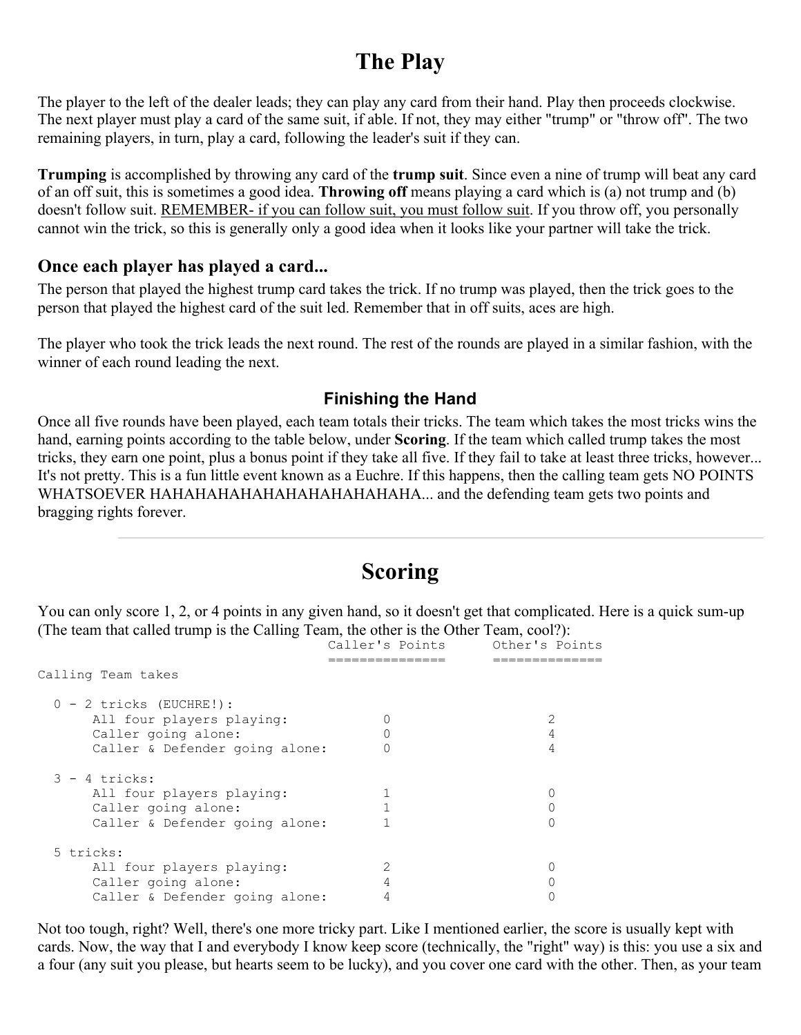# The Play

The player to the left of the dealer leads; they can play any card from their hand. Play then proceeds clockwise. The next player must play a card of the same suit, if able. If not, they may either "trump" or "throw off". The two remaining players, in turn, play a card, following the leader's suit if they can.

**Trumping** is accomplished by throwing any card of the **trump suit**. Since even a nine of trump will beat any card of an off suit, this is sometimes a good idea. **Throwing off** means playing a card which is (a) not trump and (b) doesn't follow suit. <u>REMEMBER- if you can follow suit, you must follow suit</u>. If you throw off, you personally cannot win the trick, so this is generally only a good idea when it looks like your partner will take the trick.

## Once each player has played a card...

The person that played the highest trump card takes the trick. If no trump was played, then the trick goes to the person that played the highest card of the suit led. Remember that in off suits, aces are high.

The player who took the trick leads the next round. The rest of the rounds are played in a similar fashion, with the winner of each round leading the next.

### Finishing the Hand

Once all five rounds have been played, each team totals their tricks. The team which takes the most tricks wins the hand, earning points according to the table below, under **Scoring**. If the team which called trump takes the most tricks, they earn one point, plus a bonus point if they take all five. If they fail to take at least three tricks, however... It's not pretty. This is a fun little event known as a Euchre. If this happens, then the calling team gets NO POINTS WHATSOEVER HAHAHAHAHAHAHAHAHAHAHA... and the defending team gets two points and bragging rights forever.

---

# Scoring

You can only score 1, 2, or 4 points in any given hand, so it doesn't get that complicated. Here is a quick sum-up (The team that called trump is the Calling Team, the other is the Other Team, cool?):

```
                                   Caller's Points      Other's Points
                                   ===============      ==============
Calling Team takes

  0 - 2 tricks (EUCHRE!):
       All four players playing:          0                    2
       Caller going alone:                0                    4
       Caller & Defender going alone:     0                    4

  3 - 4 tricks:
       All four players playing:          1                    0
       Caller going alone:                1                    0
       Caller & Defender going alone:     1                    0

  5 tricks:
       All four players playing:          2                    0
       Caller going alone:                4                    0
       Caller & Defender going alone:     4                    0
```

Not too tough, right? Well, there's one more tricky part. Like I mentioned earlier, the score is usually kept with cards. Now, the way that I and everybody I know keep score (technically, the "right" way) is this: you use a six and a four (any suit you please, but hearts seem to be lucky), and you cover one card with the other. Then, as your team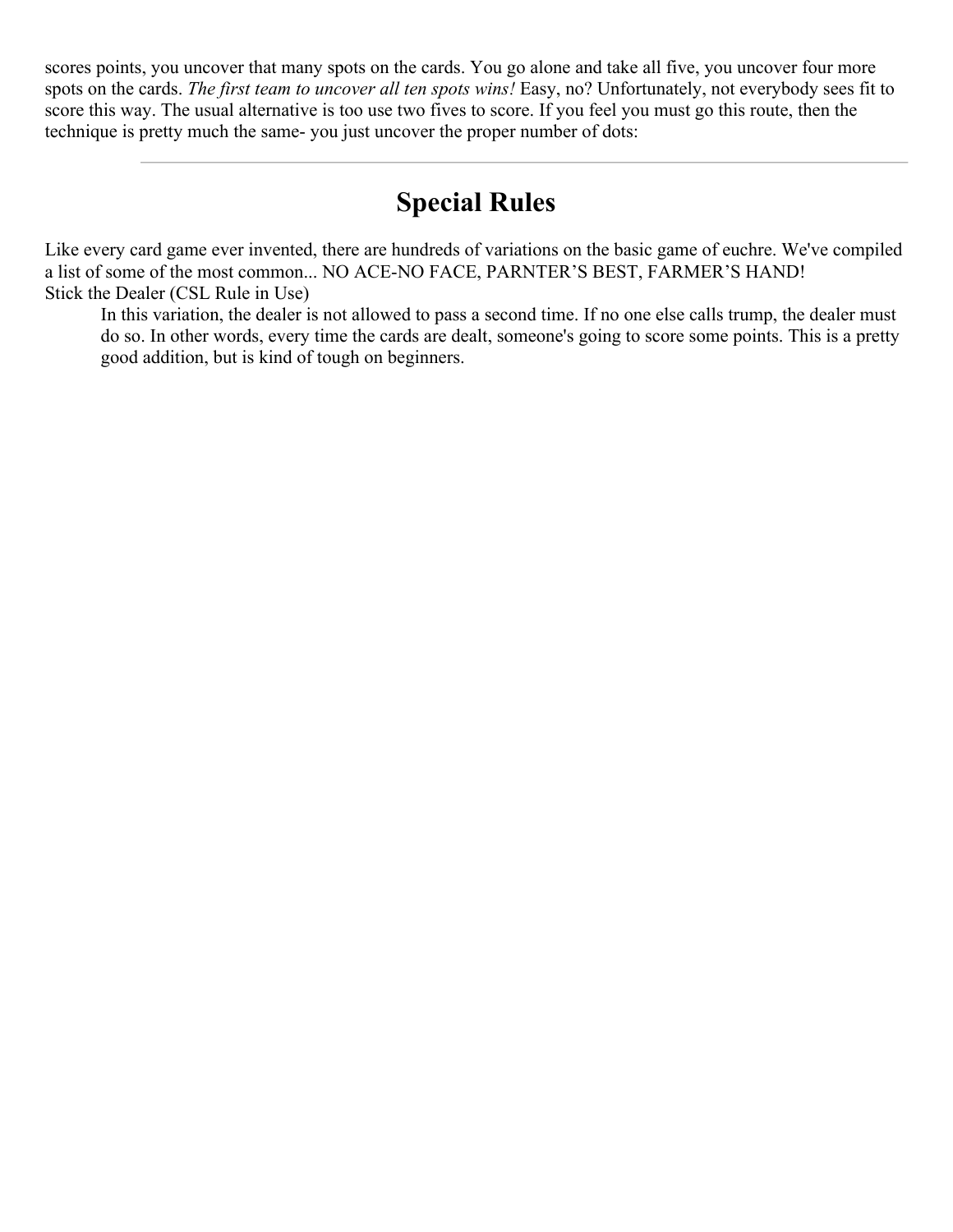scores points, you uncover that many spots on the cards. You go alone and take all five, you uncover four more spots on the cards. *The first team to uncover all ten spots wins!* Easy, no? Unfortunately, not everybody sees fit to score this way. The usual alternative is too use two fives to score. If you feel you must go this route, then the technique is pretty much the same- you just uncover the proper number of dots:

---

## Special Rules

Like every card game ever invented, there are hundreds of variations on the basic game of euchre. We've compiled a list of some of the most common... NO ACE-NO FACE, PARNTER'S BEST, FARMER'S HAND!

Stick the Dealer (CSL Rule in Use)

> In this variation, the dealer is not allowed to pass a second time. If no one else calls trump, the dealer must do so. In other words, every time the cards are dealt, someone's going to score some points. This is a pretty good addition, but is kind of tough on beginners.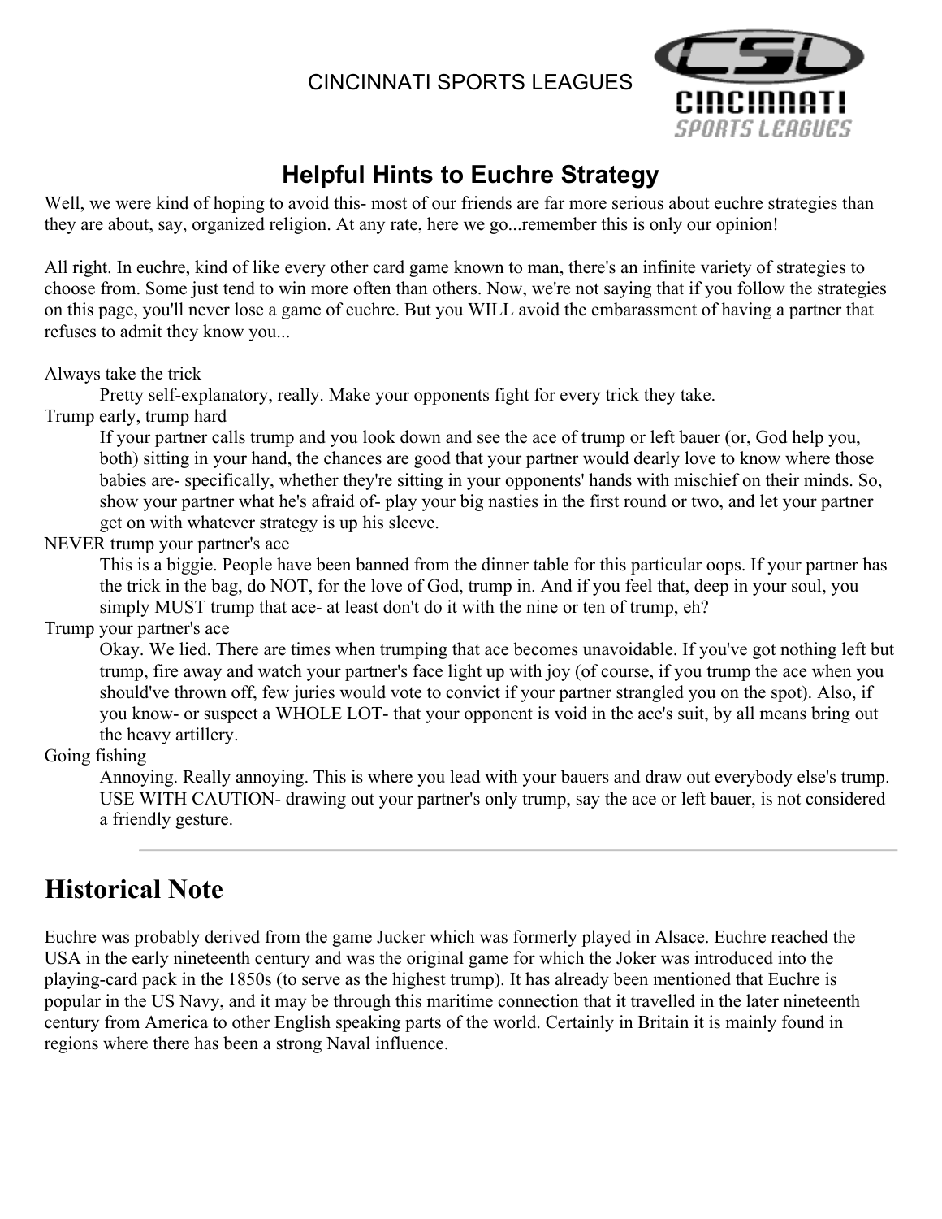CINCINNATI SPORTS LEAGUES

## Helpful Hints to Euchre Strategy

Well, we were kind of hoping to avoid this- most of our friends are far more serious about euchre strategies than they are about, say, organized religion. At any rate, here we go...remember this is only our opinion!

All right. In euchre, kind of like every other card game known to man, there's an infinite variety of strategies to choose from. Some just tend to win more often than others. Now, we're not saying that if you follow the strategies on this page, you'll never lose a game of euchre. But you WILL avoid the embarassment of having a partner that refuses to admit they know you...

Always take the trick
: Pretty self-explanatory, really. Make your opponents fight for every trick they take.

Trump early, trump hard
: If your partner calls trump and you look down and see the ace of trump or left bauer (or, God help you, both) sitting in your hand, the chances are good that your partner would dearly love to know where those babies are- specifically, whether they're sitting in your opponents' hands with mischief on their minds. So, show your partner what he's afraid of- play your big nasties in the first round or two, and let your partner get on with whatever strategy is up his sleeve.

NEVER trump your partner's ace
: This is a biggie. People have been banned from the dinner table for this particular oops. If your partner has the trick in the bag, do NOT, for the love of God, trump in. And if you feel that, deep in your soul, you simply MUST trump that ace- at least don't do it with the nine or ten of trump, eh?

Trump your partner's ace
: Okay. We lied. There are times when trumping that ace becomes unavoidable. If you've got nothing left but trump, fire away and watch your partner's face light up with joy (of course, if you trump the ace when you should've thrown off, few juries would vote to convict if your partner strangled you on the spot). Also, if you know- or suspect a WHOLE LOT- that your opponent is void in the ace's suit, by all means bring out the heavy artillery.

Going fishing
: Annoying. Really annoying. This is where you lead with your bauers and draw out everybody else's trump. USE WITH CAUTION- drawing out your partner's only trump, say the ace or left bauer, is not considered a friendly gesture.

---

# Historical Note

Euchre was probably derived from the game Jucker which was formerly played in Alsace. Euchre reached the USA in the early nineteenth century and was the original game for which the Joker was introduced into the playing-card pack in the 1850s (to serve as the highest trump). It has already been mentioned that Euchre is popular in the US Navy, and it may be through this maritime connection that it travelled in the later nineteenth century from America to other English speaking parts of the world. Certainly in Britain it is mainly found in regions where there has been a strong Naval influence.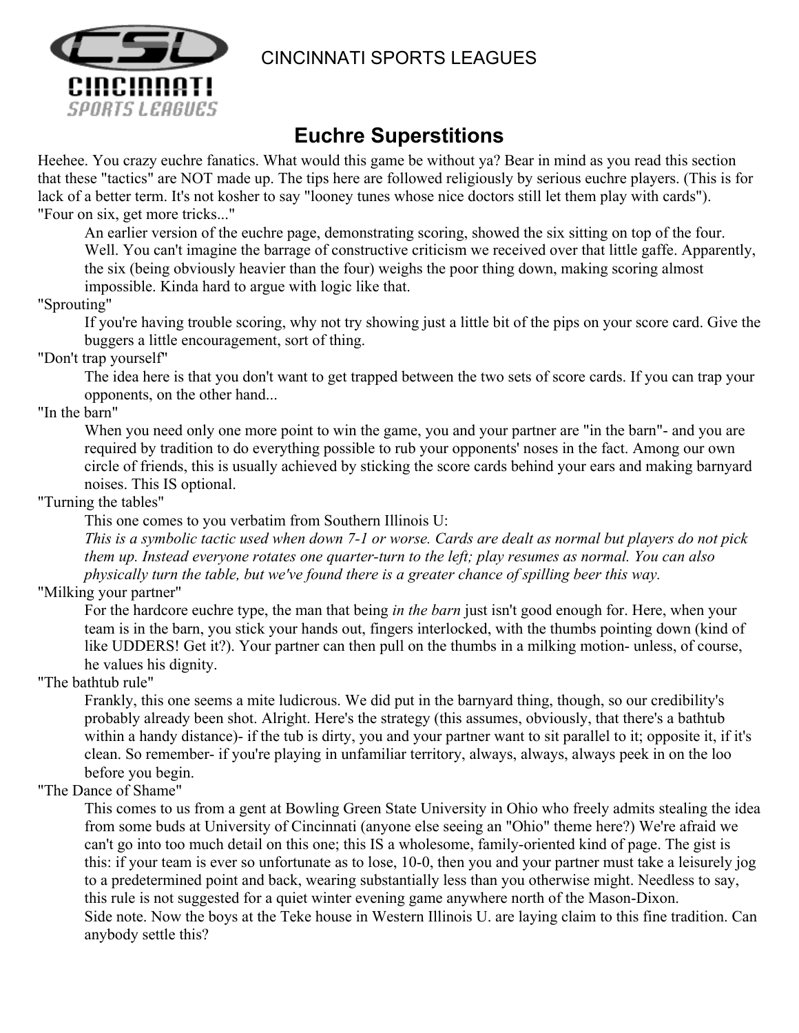CINCINNATI SPORTS LEAGUES

# Euchre Superstitions

Heehee. You crazy euchre fanatics. What would this game be without ya? Bear in mind as you read this section that these "tactics" are NOT made up. The tips here are followed religiously by serious euchre players. (This is for lack of a better term. It's not kosher to say "looney tunes whose nice doctors still let them play with cards").

"Four on six, get more tricks..."

> An earlier version of the euchre page, demonstrating scoring, showed the six sitting on top of the four. Well. You can't imagine the barrage of constructive criticism we received over that little gaffe. Apparently, the six (being obviously heavier than the four) weighs the poor thing down, making scoring almost impossible. Kinda hard to argue with logic like that.

"Sprouting"

> If you're having trouble scoring, why not try showing just a little bit of the pips on your score card. Give the buggers a little encouragement, sort of thing.

"Don't trap yourself"

> The idea here is that you don't want to get trapped between the two sets of score cards. If you can trap your opponents, on the other hand...

"In the barn"

> When you need only one more point to win the game, you and your partner are "in the barn"- and you are required by tradition to do everything possible to rub your opponents' noses in the fact. Among our own circle of friends, this is usually achieved by sticking the score cards behind your ears and making barnyard noises. This IS optional.

"Turning the tables"

> This one comes to you verbatim from Southern Illinois U:
>
> *This is a symbolic tactic used when down 7-1 or worse. Cards are dealt as normal but players do not pick them up. Instead everyone rotates one quarter-turn to the left; play resumes as normal. You can also physically turn the table, but we've found there is a greater chance of spilling beer this way.*

"Milking your partner"

> For the hardcore euchre type, the man that being *in the barn* just isn't good enough for. Here, when your team is in the barn, you stick your hands out, fingers interlocked, with the thumbs pointing down (kind of like UDDERS! Get it?). Your partner can then pull on the thumbs in a milking motion- unless, of course, he values his dignity.

"The bathtub rule"

> Frankly, this one seems a mite ludicrous. We did put in the barnyard thing, though, so our credibility's probably already been shot. Alright. Here's the strategy (this assumes, obviously, that there's a bathtub within a handy distance)- if the tub is dirty, you and your partner want to sit parallel to it; opposite it, if it's clean. So remember- if you're playing in unfamiliar territory, always, always, always peek in on the loo before you begin.

"The Dance of Shame"

> This comes to us from a gent at Bowling Green State University in Ohio who freely admits stealing the idea from some buds at University of Cincinnati (anyone else seeing an "Ohio" theme here?) We're afraid we can't go into too much detail on this one; this IS a wholesome, family-oriented kind of page. The gist is this: if your team is ever so unfortunate as to lose, 10-0, then you and your partner must take a leisurely jog to a predetermined point and back, wearing substantially less than you otherwise might. Needless to say, this rule is not suggested for a quiet winter evening game anywhere north of the Mason-Dixon.
>
> Side note. Now the boys at the Teke house in Western Illinois U. are laying claim to this fine tradition. Can anybody settle this?